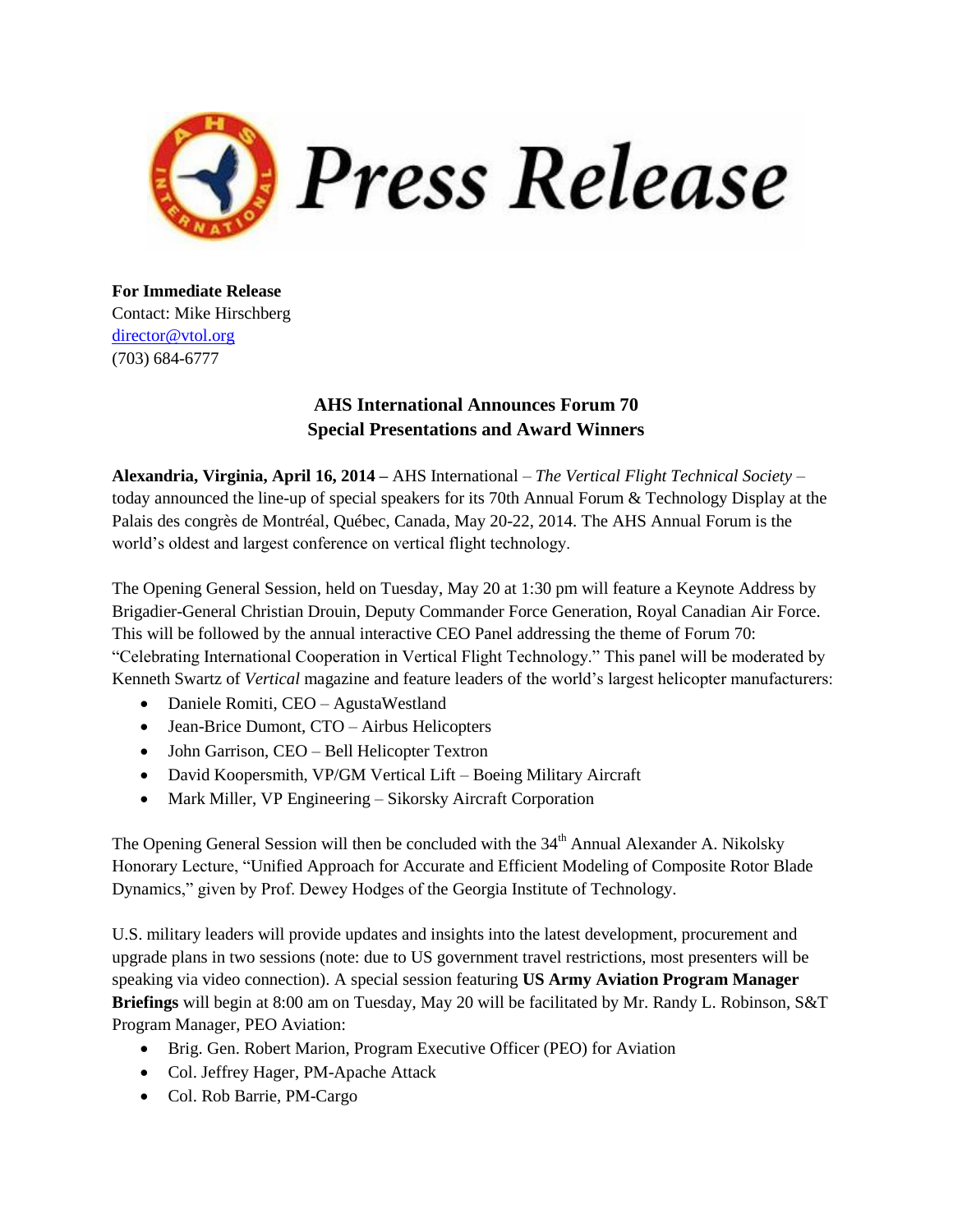# Press Release

**For Immediate Release**
Contact: Mike Hirschberg
director@vtol.org
(703) 684-6777

## AHS International Announces Forum 70 Special Presentations and Award Winners

**Alexandria, Virginia, April 16, 2014 –** AHS International – *The Vertical Flight Technical Society* – today announced the line-up of special speakers for its 70th Annual Forum & Technology Display at the Palais des congrès de Montréal, Québec, Canada, May 20-22, 2014. The AHS Annual Forum is the world's oldest and largest conference on vertical flight technology.

The Opening General Session, held on Tuesday, May 20 at 1:30 pm will feature a Keynote Address by Brigadier-General Christian Drouin, Deputy Commander Force Generation, Royal Canadian Air Force. This will be followed by the annual interactive CEO Panel addressing the theme of Forum 70: "Celebrating International Cooperation in Vertical Flight Technology." This panel will be moderated by Kenneth Swartz of *Vertical* magazine and feature leaders of the world's largest helicopter manufacturers:

- Daniele Romiti, CEO – AgustaWestland
- Jean-Brice Dumont, CTO – Airbus Helicopters
- John Garrison, CEO – Bell Helicopter Textron
- David Koopersmith, VP/GM Vertical Lift – Boeing Military Aircraft
- Mark Miller, VP Engineering – Sikorsky Aircraft Corporation

The Opening General Session will then be concluded with the 34th Annual Alexander A. Nikolsky Honorary Lecture, "Unified Approach for Accurate and Efficient Modeling of Composite Rotor Blade Dynamics," given by Prof. Dewey Hodges of the Georgia Institute of Technology.

U.S. military leaders will provide updates and insights into the latest development, procurement and upgrade plans in two sessions (note: due to US government travel restrictions, most presenters will be speaking via video connection). A special session featuring **US Army Aviation Program Manager Briefings** will begin at 8:00 am on Tuesday, May 20 will be facilitated by Mr. Randy L. Robinson, S&T Program Manager, PEO Aviation:

- Brig. Gen. Robert Marion, Program Executive Officer (PEO) for Aviation
- Col. Jeffrey Hager, PM-Apache Attack
- Col. Rob Barrie, PM-Cargo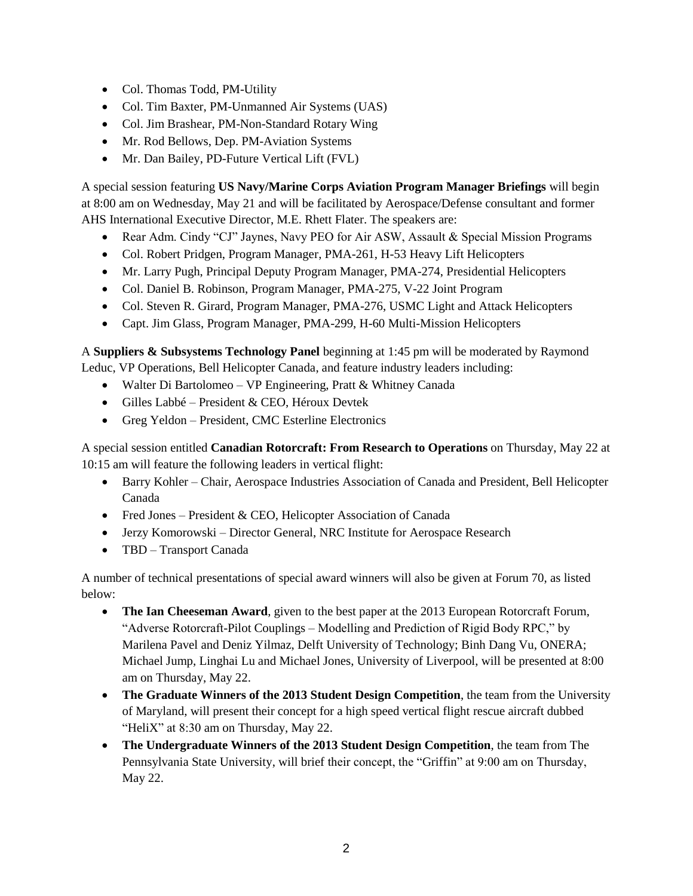- Col. Thomas Todd, PM-Utility
- Col. Tim Baxter, PM-Unmanned Air Systems (UAS)
- Col. Jim Brashear, PM-Non-Standard Rotary Wing
- Mr. Rod Bellows, Dep. PM-Aviation Systems
- Mr. Dan Bailey, PD-Future Vertical Lift (FVL)

A special session featuring **US Navy/Marine Corps Aviation Program Manager Briefings** will begin at 8:00 am on Wednesday, May 21 and will be facilitated by Aerospace/Defense consultant and former AHS International Executive Director, M.E. Rhett Flater. The speakers are:

- Rear Adm. Cindy "CJ" Jaynes, Navy PEO for Air ASW, Assault & Special Mission Programs
- Col. Robert Pridgen, Program Manager, PMA-261, H-53 Heavy Lift Helicopters
- Mr. Larry Pugh, Principal Deputy Program Manager, PMA-274, Presidential Helicopters
- Col. Daniel B. Robinson, Program Manager, PMA-275, V-22 Joint Program
- Col. Steven R. Girard, Program Manager, PMA-276, USMC Light and Attack Helicopters
- Capt. Jim Glass, Program Manager, PMA-299, H-60 Multi-Mission Helicopters

A **Suppliers & Subsystems Technology Panel** beginning at 1:45 pm will be moderated by Raymond Leduc, VP Operations, Bell Helicopter Canada, and feature industry leaders including:

- Walter Di Bartolomeo – VP Engineering, Pratt & Whitney Canada
- Gilles Labbé – President & CEO, Héroux Devtek
- Greg Yeldon – President, CMC Esterline Electronics

A special session entitled **Canadian Rotorcraft: From Research to Operations** on Thursday, May 22 at 10:15 am will feature the following leaders in vertical flight:

- Barry Kohler – Chair, Aerospace Industries Association of Canada and President, Bell Helicopter Canada
- Fred Jones – President & CEO, Helicopter Association of Canada
- Jerzy Komorowski – Director General, NRC Institute for Aerospace Research
- TBD – Transport Canada

A number of technical presentations of special award winners will also be given at Forum 70, as listed below:

- **The Ian Cheeseman Award**, given to the best paper at the 2013 European Rotorcraft Forum, "Adverse Rotorcraft-Pilot Couplings – Modelling and Prediction of Rigid Body RPC," by Marilena Pavel and Deniz Yilmaz, Delft University of Technology; Binh Dang Vu, ONERA; Michael Jump, Linghai Lu and Michael Jones, University of Liverpool, will be presented at 8:00 am on Thursday, May 22.
- **The Graduate Winners of the 2013 Student Design Competition**, the team from the University of Maryland, will present their concept for a high speed vertical flight rescue aircraft dubbed "HeliX" at 8:30 am on Thursday, May 22.
- **The Undergraduate Winners of the 2013 Student Design Competition**, the team from The Pennsylvania State University, will brief their concept, the "Griffin" at 9:00 am on Thursday, May 22.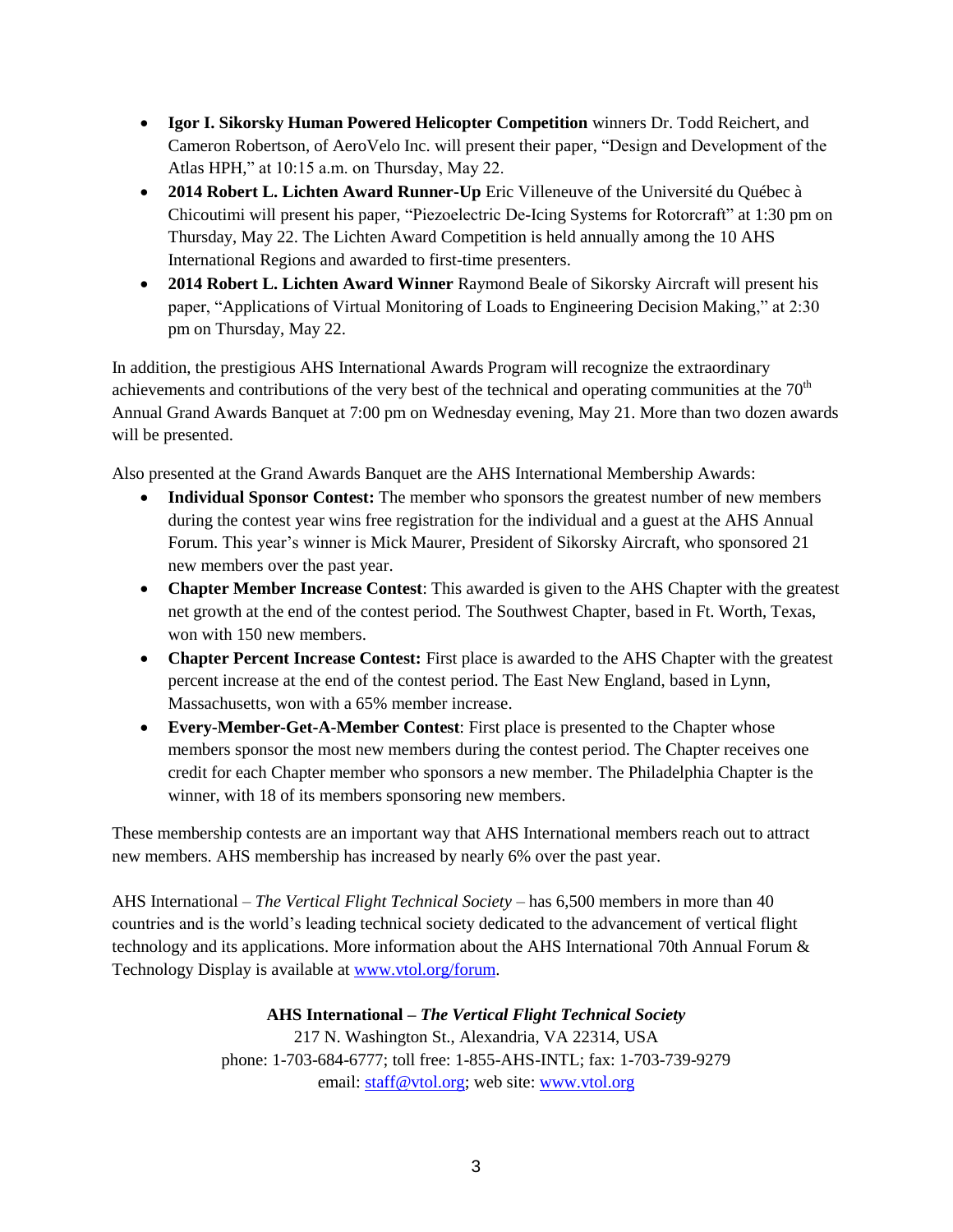- **Igor I. Sikorsky Human Powered Helicopter Competition** winners Dr. Todd Reichert, and Cameron Robertson, of AeroVelo Inc. will present their paper, "Design and Development of the Atlas HPH," at 10:15 a.m. on Thursday, May 22.
- **2014 Robert L. Lichten Award Runner-Up** Eric Villeneuve of the Université du Québec à Chicoutimi will present his paper, "Piezoelectric De-Icing Systems for Rotorcraft" at 1:30 pm on Thursday, May 22. The Lichten Award Competition is held annually among the 10 AHS International Regions and awarded to first-time presenters.
- **2014 Robert L. Lichten Award Winner** Raymond Beale of Sikorsky Aircraft will present his paper, "Applications of Virtual Monitoring of Loads to Engineering Decision Making," at 2:30 pm on Thursday, May 22.

In addition, the prestigious AHS International Awards Program will recognize the extraordinary achievements and contributions of the very best of the technical and operating communities at the 70th Annual Grand Awards Banquet at 7:00 pm on Wednesday evening, May 21. More than two dozen awards will be presented.

Also presented at the Grand Awards Banquet are the AHS International Membership Awards:

- **Individual Sponsor Contest:** The member who sponsors the greatest number of new members during the contest year wins free registration for the individual and a guest at the AHS Annual Forum. This year's winner is Mick Maurer, President of Sikorsky Aircraft, who sponsored 21 new members over the past year.
- **Chapter Member Increase Contest**: This awarded is given to the AHS Chapter with the greatest net growth at the end of the contest period. The Southwest Chapter, based in Ft. Worth, Texas, won with 150 new members.
- **Chapter Percent Increase Contest:** First place is awarded to the AHS Chapter with the greatest percent increase at the end of the contest period. The East New England, based in Lynn, Massachusetts, won with a 65% member increase.
- **Every-Member-Get-A-Member Contest**: First place is presented to the Chapter whose members sponsor the most new members during the contest period. The Chapter receives one credit for each Chapter member who sponsors a new member. The Philadelphia Chapter is the winner, with 18 of its members sponsoring new members.

These membership contests are an important way that AHS International members reach out to attract new members. AHS membership has increased by nearly 6% over the past year.

AHS International – *The Vertical Flight Technical Society* – has 6,500 members in more than 40 countries and is the world's leading technical society dedicated to the advancement of vertical flight technology and its applications. More information about the AHS International 70th Annual Forum & Technology Display is available at www.vtol.org/forum.

**AHS International – *The Vertical Flight Technical Society***
217 N. Washington St., Alexandria, VA 22314, USA
phone: 1-703-684-6777; toll free: 1-855-AHS-INTL; fax: 1-703-739-9279
email: staff@vtol.org; web site: www.vtol.org